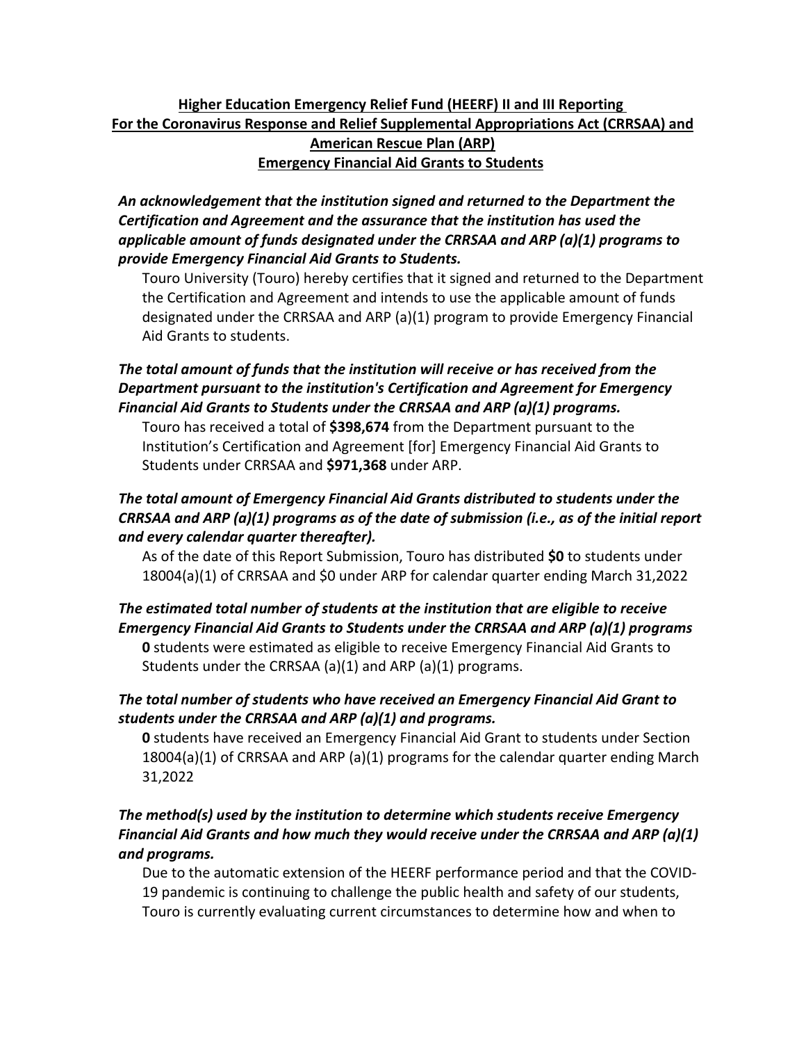# Higher Education Emergency Relief Fund (HEERF) II and III Reporting For the Coronavirus Response and Relief Supplemental Appropriations Act (CRRSAA) and American Rescue Plan (ARP) Emergency Financial Aid Grants to Students

***An acknowledgement that the institution signed and returned to the Department the Certification and Agreement and the assurance that the institution has used the applicable amount of funds designated under the CRRSAA and ARP (a)(1) programs to provide Emergency Financial Aid Grants to Students.***

Touro University (Touro) hereby certifies that it signed and returned to the Department the Certification and Agreement and intends to use the applicable amount of funds designated under the CRRSAA and ARP (a)(1) program to provide Emergency Financial Aid Grants to students.

***The total amount of funds that the institution will receive or has received from the Department pursuant to the institution's Certification and Agreement for Emergency Financial Aid Grants to Students under the CRRSAA and ARP (a)(1) programs.***

Touro has received a total of **$398,674** from the Department pursuant to the Institution's Certification and Agreement [for] Emergency Financial Aid Grants to Students under CRRSAA and **$971,368** under ARP.

***The total amount of Emergency Financial Aid Grants distributed to students under the CRRSAA and ARP (a)(1) programs as of the date of submission (i.e., as of the initial report and every calendar quarter thereafter).***

As of the date of this Report Submission, Touro has distributed **$0** to students under 18004(a)(1) of CRRSAA and $0 under ARP for calendar quarter ending March 31,2022

***The estimated total number of students at the institution that are eligible to receive Emergency Financial Aid Grants to Students under the CRRSAA and ARP (a)(1) programs***

**0** students were estimated as eligible to receive Emergency Financial Aid Grants to Students under the CRRSAA (a)(1) and ARP (a)(1) programs.

***The total number of students who have received an Emergency Financial Aid Grant to students under the CRRSAA and ARP (a)(1) and programs.***

**0** students have received an Emergency Financial Aid Grant to students under Section 18004(a)(1) of CRRSAA and ARP (a)(1) programs for the calendar quarter ending March 31,2022

***The method(s) used by the institution to determine which students receive Emergency Financial Aid Grants and how much they would receive under the CRRSAA and ARP (a)(1) and programs.***

Due to the automatic extension of the HEERF performance period and that the COVID-19 pandemic is continuing to challenge the public health and safety of our students, Touro is currently evaluating current circumstances to determine how and when to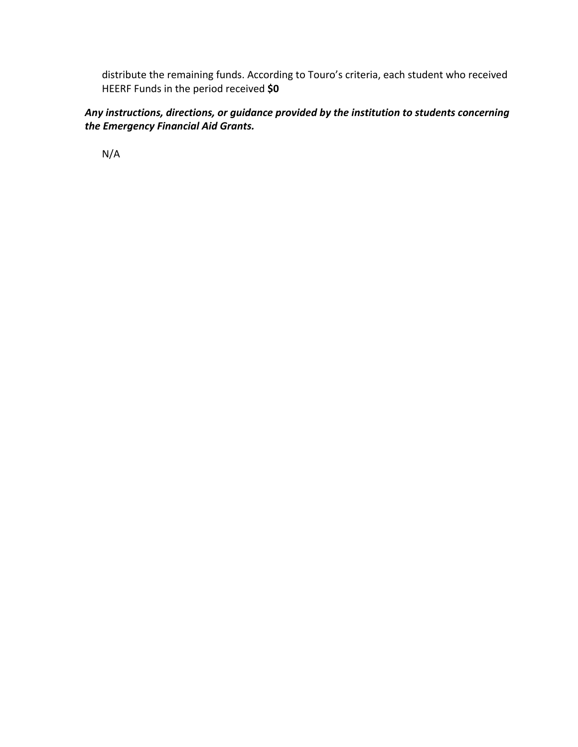distribute the remaining funds. According to Touro's criteria, each student who received HEERF Funds in the period received **$0**

***Any instructions, directions, or guidance provided by the institution to students concerning the Emergency Financial Aid Grants.***

N/A